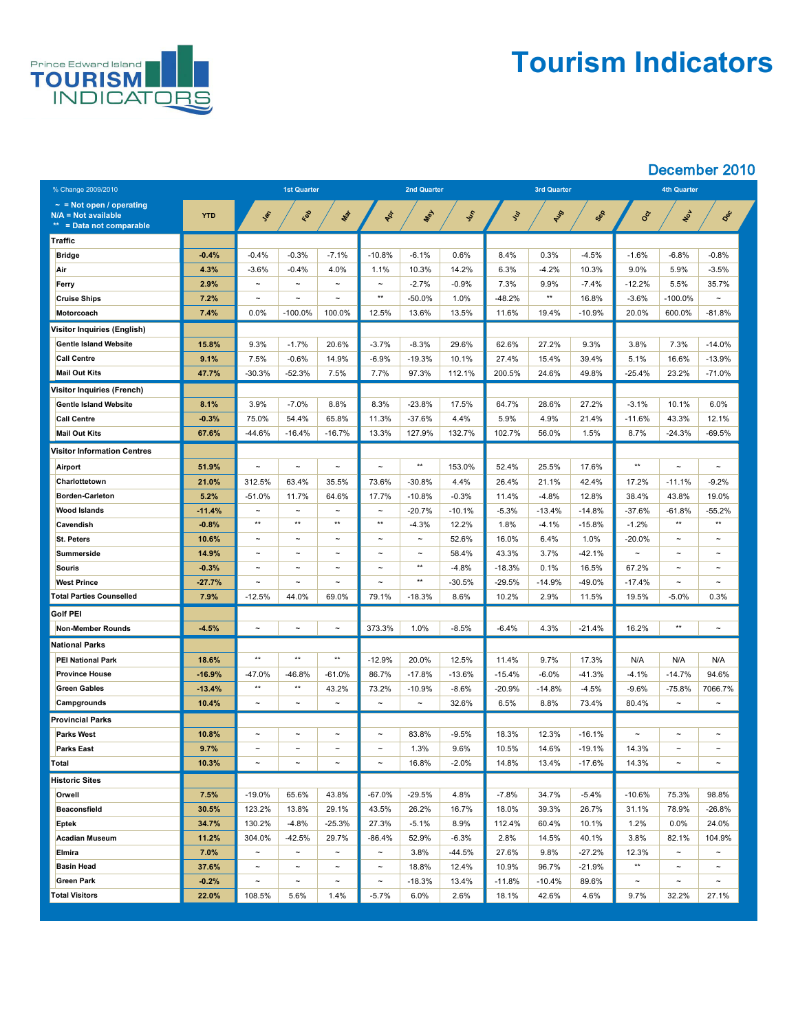# Tourism Indicators

Prince Edward Island TOURISM INDICATORS

## December 2010

% Change 2009/2010

~ = Not open / operating
N/A = Not available
** = Data not comparable

| | YTD | 1st Quarter | | | 2nd Quarter | | | 3rd Quarter | | | 4th Quarter | | |
|---|---|---|---|---|---|---|---|---|---|---|---|---|---|
| | | Jan | Feb | Mar | Apr | May | Jun | Jul | Aug | Sep | Oct | Nov | Dec |
| **Traffic** | | | | | | | | | | | | | |
| Bridge | -0.4% | -0.4% | -0.3% | -7.1% | -10.8% | -6.1% | 0.6% | 8.4% | 0.3% | -4.5% | -1.6% | -6.8% | -0.8% |
| Air | 4.3% | -3.6% | -0.4% | 4.0% | 1.1% | 10.3% | 14.2% | 6.3% | -4.2% | 10.3% | 9.0% | 5.9% | -3.5% |
| Ferry | 2.9% | ~ | ~ | ~ | ~ | -2.7% | -0.9% | 7.3% | 9.9% | -7.4% | -12.2% | 5.5% | 35.7% |
| Cruise Ships | 7.2% | ~ | ~ | ~ | ** | -50.0% | 1.0% | -48.2% | ** | 16.8% | -3.6% | -100.0% | ~ |
| Motorcoach | 7.4% | 0.0% | -100.0% | 100.0% | 12.5% | 13.6% | 13.5% | 11.6% | 19.4% | -10.9% | 20.0% | 600.0% | -81.8% |
| **Visitor Inquiries (English)** | | | | | | | | | | | | | |
| Gentle Island Website | 15.8% | 9.3% | -1.7% | 20.6% | -3.7% | -8.3% | 29.6% | 62.6% | 27.2% | 9.3% | 3.8% | 7.3% | -14.0% |
| Call Centre | 9.1% | 7.5% | -0.6% | 14.9% | -6.9% | -19.3% | 10.1% | 27.4% | 15.4% | 39.4% | 5.1% | 16.6% | -13.9% |
| Mail Out Kits | 47.7% | -30.3% | -52.3% | 7.5% | 7.7% | 97.3% | 112.1% | 200.5% | 24.6% | 49.8% | -25.4% | 23.2% | -71.0% |
| **Visitor Inquiries (French)** | | | | | | | | | | | | | |
| Gentle Island Website | 8.1% | 3.9% | -7.0% | 8.8% | 8.3% | -23.8% | 17.5% | 64.7% | 28.6% | 27.2% | -3.1% | 10.1% | 6.0% |
| Call Centre | -0.3% | 75.0% | 54.4% | 65.8% | 11.3% | -37.6% | 4.4% | 5.9% | 4.9% | 21.4% | -11.6% | 43.3% | 12.1% |
| Mail Out Kits | 67.6% | -44.6% | -16.4% | -16.7% | 13.3% | 127.9% | 132.7% | 102.7% | 56.0% | 1.5% | 8.7% | -24.3% | -69.5% |
| **Visitor Information Centres** | | | | | | | | | | | | | |
| Airport | 51.9% | ~ | ~ | ~ | ~ | ** | 153.0% | 52.4% | 25.5% | 17.6% | ** | ~ | ~ |
| Charlottetown | 21.0% | 312.5% | 63.4% | 35.5% | 73.6% | -30.8% | 4.4% | 26.4% | 21.1% | 42.4% | 17.2% | -11.1% | -9.2% |
| Borden-Carleton | 5.2% | -51.0% | 11.7% | 64.6% | 17.7% | -10.8% | -0.3% | 11.4% | -4.8% | 12.8% | 38.4% | 43.8% | 19.0% |
| Wood Islands | -11.4% | ~ | ~ | ~ | ~ | -20.7% | -10.1% | -5.3% | -13.4% | -14.8% | -37.6% | -61.8% | -55.2% |
| Cavendish | -0.8% | ** | ** | ** | ** | -4.3% | 12.2% | 1.8% | -4.1% | -15.8% | -1.2% | ** | ** |
| St. Peters | 10.6% | ~ | ~ | ~ | ~ | ~ | 52.6% | 16.0% | 6.4% | 1.0% | -20.0% | ~ | ~ |
| Summerside | 14.9% | ~ | ~ | ~ | ~ | ~ | 58.4% | 43.3% | 3.7% | -42.1% | ~ | ~ | ~ |
| Souris | -0.3% | ~ | ~ | ~ | ~ | ** | -4.8% | -18.3% | 0.1% | 16.5% | 67.2% | ~ | ~ |
| West Prince | -27.7% | ~ | ~ | ~ | ~ | ** | -30.5% | -29.5% | -14.9% | -49.0% | -17.4% | ~ | ~ |
| **Total Parties Counselled** | 7.9% | -12.5% | 44.0% | 69.0% | 79.1% | -18.3% | 8.6% | 10.2% | 2.9% | 11.5% | 19.5% | -5.0% | 0.3% |
| **Golf PEI** | | | | | | | | | | | | | |
| Non-Member Rounds | -4.5% | ~ | ~ | ~ | 373.3% | 1.0% | -8.5% | -6.4% | 4.3% | -21.4% | 16.2% | ** | ~ |
| **National Parks** | | | | | | | | | | | | | |
| PEI National Park | 18.6% | ** | ** | ** | -12.9% | 20.0% | 12.5% | 11.4% | 9.7% | 17.3% | N/A | N/A | N/A |
| Province House | -16.9% | -47.0% | -46.8% | -61.0% | 86.7% | -17.8% | -13.6% | -15.4% | -6.0% | -41.3% | -4.1% | -14.7% | 94.6% |
| Green Gables | -13.4% | ** | ** | 43.2% | 73.2% | -10.9% | -8.6% | -20.9% | -14.8% | -4.5% | -9.6% | -75.8% | 7066.7% |
| Campgrounds | 10.4% | ~ | ~ | ~ | ~ | ~ | 32.6% | 6.5% | 8.8% | 73.4% | 80.4% | ~ | ~ |
| **Provincial Parks** | | | | | | | | | | | | | |
| Parks West | 10.8% | ~ | ~ | ~ | ~ | 83.8% | -9.5% | 18.3% | 12.3% | -16.1% | ~ | ~ | ~ |
| Parks East | 9.7% | ~ | ~ | ~ | ~ | 1.3% | 9.6% | 10.5% | 14.6% | -19.1% | 14.3% | ~ | ~ |
| **Total** | 10.3% | ~ | ~ | ~ | ~ | 16.8% | -2.0% | 14.8% | 13.4% | -17.6% | 14.3% | ~ | ~ |
| **Historic Sites** | | | | | | | | | | | | | |
| Orwell | 7.5% | -19.0% | 65.6% | 43.8% | -67.0% | -29.5% | 4.8% | -7.8% | 34.7% | -5.4% | -10.6% | 75.3% | 98.8% |
| Beaconsfield | 30.5% | 123.2% | 13.8% | 29.1% | 43.5% | 26.2% | 16.7% | 18.0% | 39.3% | 26.7% | 31.1% | 78.9% | -26.8% |
| Eptek | 34.7% | 130.2% | -4.8% | -25.3% | 27.3% | -5.1% | 8.9% | 112.4% | 60.4% | 10.1% | 1.2% | 0.0% | 24.0% |
| Acadian Museum | 11.2% | 304.0% | -42.5% | 29.7% | -86.4% | 52.9% | -6.3% | 2.8% | 14.5% | 40.1% | 3.8% | 82.1% | 104.9% |
| Elmira | 7.0% | ~ | ~ | ~ | ~ | 3.8% | -44.5% | 27.6% | 9.8% | -27.2% | 12.3% | ~ | ~ |
| Basin Head | 37.6% | ~ | ~ | ~ | ~ | 18.8% | 12.4% | 10.9% | 96.7% | -21.9% | ** | ~ | ~ |
| Green Park | -0.2% | ~ | ~ | ~ | ~ | -18.3% | 13.4% | -11.8% | -10.4% | 89.6% | ~ | ~ | ~ |
| **Total Visitors** | 22.0% | 108.5% | 5.6% | 1.4% | -5.7% | 6.0% | 2.6% | 18.1% | 42.6% | 4.6% | 9.7% | 32.2% | 27.1% |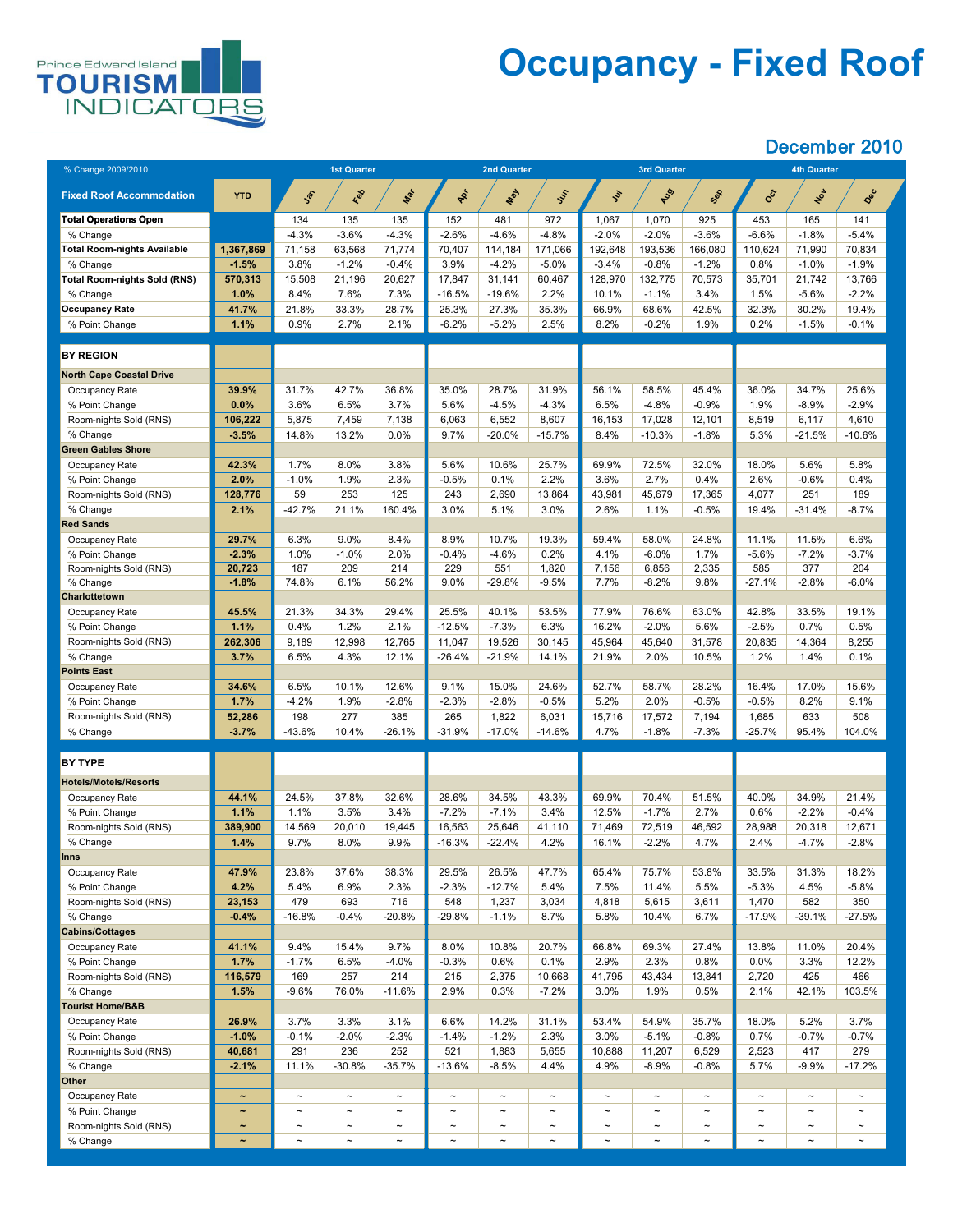Prince Edward Island TOURISM INDICATORS

# Occupancy - Fixed Roof

## December 2010

| % Change 2009/2010 | | 1st Quarter | | | 2nd Quarter | | | 3rd Quarter | | | 4th Quarter | | |
|---|---|---|---|---|---|---|---|---|---|---|---|---|---|
| **Fixed Roof Accommodation** | **YTD** | Jan | Feb | Mar | Apr | May | Jun | Jul | Aug | Sep | Oct | Nov | Dec |
| **Total Operations Open** | | 134 | 135 | 135 | 152 | 481 | 972 | 1,067 | 1,070 | 925 | 453 | 165 | 141 |
| % Change | | -4.3% | -3.6% | -4.3% | -2.6% | -4.6% | -4.8% | -2.0% | -2.0% | -3.6% | -6.6% | -1.8% | -5.4% |
| **Total Room-nights Available** | **1,367,869** | 71,158 | 63,568 | 71,774 | 70,407 | 114,184 | 171,066 | 192,648 | 193,536 | 166,080 | 110,624 | 71,990 | 70,834 |
| % Change | **-1.5%** | 3.8% | -1.2% | -0.4% | 3.9% | -4.2% | -5.0% | -3.4% | -0.8% | -1.2% | 0.8% | -1.0% | -1.9% |
| **Total Room-nights Sold (RNS)** | **570,313** | 15,508 | 21,196 | 20,627 | 17,847 | 31,141 | 60,467 | 128,970 | 132,775 | 70,573 | 35,701 | 21,742 | 13,766 |
| % Change | **1.0%** | 8.4% | 7.6% | 7.3% | -16.5% | -19.6% | 2.2% | 10.1% | -1.1% | 3.4% | 1.5% | -5.6% | -2.2% |
| **Occupancy Rate** | **41.7%** | 21.8% | 33.3% | 28.7% | 25.3% | 27.3% | 35.3% | 66.9% | 68.6% | 42.5% | 32.3% | 30.2% | 19.4% |
| % Point Change | **1.1%** | 0.9% | 2.7% | 2.1% | -6.2% | -5.2% | 2.5% | 8.2% | -0.2% | 1.9% | 0.2% | -1.5% | -0.1% |
| **BY REGION** | | | | | | | | | | | | | |
| **North Cape Coastal Drive** | | | | | | | | | | | | | |
| Occupancy Rate | **39.9%** | 31.7% | 42.7% | 36.8% | 35.0% | 28.7% | 31.9% | 56.1% | 58.5% | 45.4% | 36.0% | 34.7% | 25.6% |
| % Point Change | **0.0%** | 3.6% | 6.5% | 3.7% | 5.6% | -4.5% | -4.3% | 6.5% | -4.8% | -0.9% | 1.9% | -8.9% | -2.9% |
| Room-nights Sold (RNS) | **106,222** | 5,875 | 7,459 | 7,138 | 6,063 | 6,552 | 8,607 | 16,153 | 17,028 | 12,101 | 8,519 | 6,117 | 4,610 |
| % Change | **-3.5%** | 14.8% | 13.2% | 0.0% | 9.7% | -20.0% | -15.7% | 8.4% | -10.3% | -1.8% | 5.3% | -21.5% | -10.6% |
| **Green Gables Shore** | | | | | | | | | | | | | |
| Occupancy Rate | **42.3%** | 1.7% | 8.0% | 3.8% | 5.6% | 10.6% | 25.7% | 69.9% | 72.5% | 32.0% | 18.0% | 5.6% | 5.8% |
| % Point Change | **2.0%** | -1.0% | 1.9% | 2.3% | -0.5% | 0.1% | 2.2% | 3.6% | 2.7% | 0.4% | 2.6% | -0.6% | 0.4% |
| Room-nights Sold (RNS) | **128,776** | 59 | 253 | 125 | 243 | 2,690 | 13,864 | 43,981 | 45,679 | 17,365 | 4,077 | 251 | 189 |
| % Change | **2.1%** | -42.7% | 21.1% | 160.4% | 3.0% | 5.1% | 3.0% | 2.6% | 1.1% | -0.5% | 19.4% | -31.4% | -8.7% |
| **Red Sands** | | | | | | | | | | | | | |
| Occupancy Rate | **29.7%** | 6.3% | 9.0% | 8.4% | 8.9% | 10.7% | 19.3% | 59.4% | 58.0% | 24.8% | 11.1% | 11.5% | 6.6% |
| % Point Change | **-2.3%** | 1.0% | -1.0% | 2.0% | -0.4% | -4.6% | 0.2% | 4.1% | -6.0% | 1.7% | -5.6% | -7.2% | -3.7% |
| Room-nights Sold (RNS) | **20,723** | 187 | 209 | 214 | 229 | 551 | 1,820 | 7,156 | 6,856 | 2,335 | 585 | 377 | 204 |
| % Change | **-1.8%** | 74.8% | 6.1% | 56.2% | 9.0% | -29.8% | -9.5% | 7.7% | -8.2% | 9.8% | -27.1% | -2.8% | -6.0% |
| **Charlottetown** | | | | | | | | | | | | | |
| Occupancy Rate | **45.5%** | 21.3% | 34.3% | 29.4% | 25.5% | 40.1% | 53.5% | 77.9% | 76.6% | 63.0% | 42.8% | 33.5% | 19.1% |
| % Point Change | **1.1%** | 0.4% | 1.2% | 2.1% | -12.5% | -7.3% | 6.3% | 16.2% | -2.0% | 5.6% | -2.5% | 0.7% | 0.5% |
| Room-nights Sold (RNS) | **262,306** | 9,189 | 12,998 | 12,765 | 11,047 | 19,526 | 30,145 | 45,964 | 45,640 | 31,578 | 20,835 | 14,364 | 8,255 |
| % Change | **3.7%** | 6.5% | 4.3% | 12.1% | -26.4% | -21.9% | 14.1% | 21.9% | 2.0% | 10.5% | 1.2% | 1.4% | 0.1% |
| **Points East** | | | | | | | | | | | | | |
| Occupancy Rate | **34.6%** | 6.5% | 10.1% | 12.6% | 9.1% | 15.0% | 24.6% | 52.7% | 58.7% | 28.2% | 16.4% | 17.0% | 15.6% |
| % Point Change | **1.7%** | -4.2% | 1.9% | -2.8% | -2.3% | -2.8% | -0.5% | 5.2% | 2.0% | -0.5% | -0.5% | 8.2% | 9.1% |
| Room-nights Sold (RNS) | **52,286** | 198 | 277 | 385 | 265 | 1,822 | 6,031 | 15,716 | 17,572 | 7,194 | 1,685 | 633 | 508 |
| % Change | **-3.7%** | -43.6% | 10.4% | -26.1% | -31.9% | -17.0% | -14.6% | 4.7% | -1.8% | -7.3% | -25.7% | 95.4% | 104.0% |
| **BY TYPE** | | | | | | | | | | | | | |
| **Hotels/Motels/Resorts** | | | | | | | | | | | | | |
| Occupancy Rate | **44.1%** | 24.5% | 37.8% | 32.6% | 28.6% | 34.5% | 43.3% | 69.9% | 70.4% | 51.5% | 40.0% | 34.9% | 21.4% |
| % Point Change | **1.1%** | 1.1% | 3.5% | 3.4% | -7.2% | -7.1% | 3.4% | 12.5% | -1.7% | 2.7% | 0.6% | -2.2% | -0.4% |
| Room-nights Sold (RNS) | **389,900** | 14,569 | 20,010 | 19,445 | 16,563 | 25,646 | 41,110 | 71,469 | 72,519 | 46,592 | 28,988 | 20,318 | 12,671 |
| % Change | **1.4%** | 9.7% | 8.0% | 9.9% | -16.3% | -22.4% | 4.2% | 16.1% | -2.2% | 4.7% | 2.4% | -4.7% | -2.8% |
| **Inns** | | | | | | | | | | | | | |
| Occupancy Rate | **47.9%** | 23.8% | 37.6% | 38.3% | 29.5% | 26.5% | 47.7% | 65.4% | 75.7% | 53.8% | 33.5% | 31.3% | 18.2% |
| % Point Change | **4.2%** | 5.4% | 6.9% | 2.3% | -2.3% | -12.7% | 5.4% | 7.5% | 11.4% | 5.5% | -5.3% | 4.5% | -5.8% |
| Room-nights Sold (RNS) | **23,153** | 479 | 693 | 716 | 548 | 1,237 | 3,034 | 4,818 | 5,615 | 3,611 | 1,470 | 582 | 350 |
| % Change | **-0.4%** | -16.8% | -0.4% | -20.8% | -29.8% | -1.1% | 8.7% | 5.8% | 10.4% | 6.7% | -17.9% | -39.1% | -27.5% |
| **Cabins/Cottages** | | | | | | | | | | | | | |
| Occupancy Rate | **41.1%** | 9.4% | 15.4% | 9.7% | 8.0% | 10.8% | 20.7% | 66.8% | 69.3% | 27.4% | 13.8% | 11.0% | 20.4% |
| % Point Change | **1.7%** | -1.7% | 6.5% | -4.0% | -0.3% | 0.6% | 0.1% | 2.9% | 2.3% | 0.8% | 0.0% | 3.3% | 12.2% |
| Room-nights Sold (RNS) | **116,579** | 169 | 257 | 214 | 215 | 2,375 | 10,668 | 41,795 | 43,434 | 13,841 | 2,720 | 425 | 466 |
| % Change | **1.5%** | -9.6% | 76.0% | -11.6% | 2.9% | 0.3% | -7.2% | 3.0% | 1.9% | 0.5% | 2.1% | 42.1% | 103.5% |
| **Tourist Home/B&B** | | | | | | | | | | | | | |
| Occupancy Rate | **26.9%** | 3.7% | 3.3% | 3.1% | 6.6% | 14.2% | 31.1% | 53.4% | 54.9% | 35.7% | 18.0% | 5.2% | 3.7% |
| % Point Change | **-1.0%** | -0.1% | -2.0% | -2.3% | -1.4% | -1.2% | 2.3% | 3.0% | -5.1% | -0.8% | 0.7% | -0.7% | -0.7% |
| Room-nights Sold (RNS) | **40,681** | 291 | 236 | 252 | 521 | 1,883 | 5,655 | 10,888 | 11,207 | 6,529 | 2,523 | 417 | 279 |
| % Change | **-2.1%** | 11.1% | -30.8% | -35.7% | -13.6% | -8.5% | 4.4% | 4.9% | -8.9% | -0.8% | 5.7% | -9.9% | -17.2% |
| **Other** | | | | | | | | | | | | | |
| Occupancy Rate | **~** | ~ | ~ | ~ | ~ | ~ | ~ | ~ | ~ | ~ | ~ | ~ | ~ |
| % Point Change | **~** | ~ | ~ | ~ | ~ | ~ | ~ | ~ | ~ | ~ | ~ | ~ | ~ |
| Room-nights Sold (RNS) | **~** | ~ | ~ | ~ | ~ | ~ | ~ | ~ | ~ | ~ | ~ | ~ | ~ |
| % Change | **~** | ~ | ~ | ~ | ~ | ~ | ~ | ~ | ~ | ~ | ~ | ~ | ~ |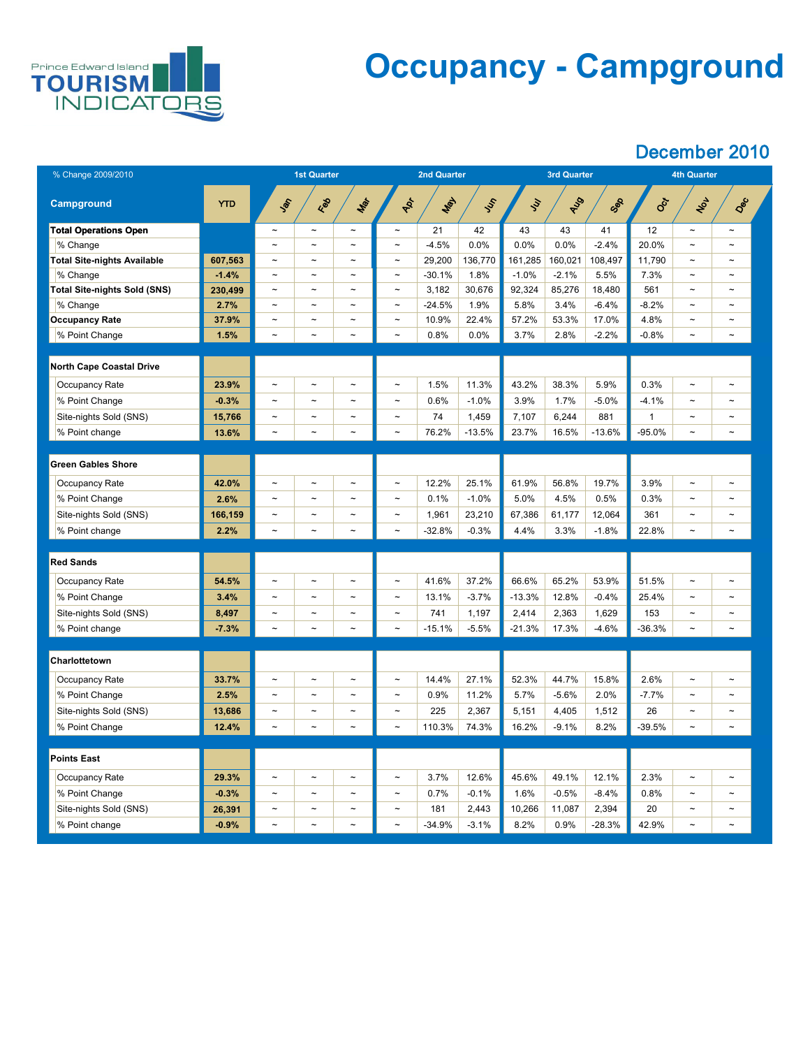Prince Edward Island TOURISM INDICATORS

# Occupancy - Campground

## December 2010

| % Change 2009/2010 | | 1st Quarter | | | 2nd Quarter | | | 3rd Quarter | | | 4th Quarter | | |
|---|---|---|---|---|---|---|---|---|---|---|---|---|---|
| **Campground** | **YTD** | Jan | Feb | Mar | Apr | May | Jun | Jul | Aug | Sep | Oct | Nov | Dec |
| **Total Operations Open** | | ~ | ~ | ~ | ~ | 21 | 42 | 43 | 43 | 41 | 12 | ~ | ~ |
| % Change | | ~ | ~ | ~ | ~ | -4.5% | 0.0% | 0.0% | 0.0% | -2.4% | 20.0% | ~ | ~ |
| **Total Site-nights Available** | 607,563 | ~ | ~ | ~ | ~ | 29,200 | 136,770 | 161,285 | 160,021 | 108,497 | 11,790 | ~ | ~ |
| % Change | -1.4% | ~ | ~ | ~ | ~ | -30.1% | 1.8% | -1.0% | -2.1% | 5.5% | 7.3% | ~ | ~ |
| **Total Site-nights Sold (SNS)** | 230,499 | ~ | ~ | ~ | ~ | 3,182 | 30,676 | 92,324 | 85,276 | 18,480 | 561 | ~ | ~ |
| % Change | 2.7% | ~ | ~ | ~ | ~ | -24.5% | 1.9% | 5.8% | 3.4% | -6.4% | -8.2% | ~ | ~ |
| **Occupancy Rate** | 37.9% | ~ | ~ | ~ | ~ | 10.9% | 22.4% | 57.2% | 53.3% | 17.0% | 4.8% | ~ | ~ |
| % Point Change | 1.5% | ~ | ~ | ~ | ~ | 0.8% | 0.0% | 3.7% | 2.8% | -2.2% | -0.8% | ~ | ~ |
| **North Cape Coastal Drive** | | | | | | | | | | | | | |
| Occupancy Rate | 23.9% | ~ | ~ | ~ | ~ | 1.5% | 11.3% | 43.2% | 38.3% | 5.9% | 0.3% | ~ | ~ |
| % Point Change | -0.3% | ~ | ~ | ~ | ~ | 0.6% | -1.0% | 3.9% | 1.7% | -5.0% | -4.1% | ~ | ~ |
| Site-nights Sold (SNS) | 15,766 | ~ | ~ | ~ | ~ | 74 | 1,459 | 7,107 | 6,244 | 881 | 1 | ~ | ~ |
| % Point change | 13.6% | ~ | ~ | ~ | ~ | 76.2% | -13.5% | 23.7% | 16.5% | -13.6% | -95.0% | ~ | ~ |
| **Green Gables Shore** | | | | | | | | | | | | | |
| Occupancy Rate | 42.0% | ~ | ~ | ~ | ~ | 12.2% | 25.1% | 61.9% | 56.8% | 19.7% | 3.9% | ~ | ~ |
| % Point Change | 2.6% | ~ | ~ | ~ | ~ | 0.1% | -1.0% | 5.0% | 4.5% | 0.5% | 0.3% | ~ | ~ |
| Site-nights Sold (SNS) | 166,159 | ~ | ~ | ~ | ~ | 1,961 | 23,210 | 67,386 | 61,177 | 12,064 | 361 | ~ | ~ |
| % Point change | 2.2% | ~ | ~ | ~ | ~ | -32.8% | -0.3% | 4.4% | 3.3% | -1.8% | 22.8% | ~ | ~ |
| **Red Sands** | | | | | | | | | | | | | |
| Occupancy Rate | 54.5% | ~ | ~ | ~ | ~ | 41.6% | 37.2% | 66.6% | 65.2% | 53.9% | 51.5% | ~ | ~ |
| % Point Change | 3.4% | ~ | ~ | ~ | ~ | 13.1% | -3.7% | -13.3% | 12.8% | -0.4% | 25.4% | ~ | ~ |
| Site-nights Sold (SNS) | 8,497 | ~ | ~ | ~ | ~ | 741 | 1,197 | 2,414 | 2,363 | 1,629 | 153 | ~ | ~ |
| % Point change | -7.3% | ~ | ~ | ~ | ~ | -15.1% | -5.5% | -21.3% | 17.3% | -4.6% | -36.3% | ~ | ~ |
| **Charlottetown** | | | | | | | | | | | | | |
| Occupancy Rate | 33.7% | ~ | ~ | ~ | ~ | 14.4% | 27.1% | 52.3% | 44.7% | 15.8% | 2.6% | ~ | ~ |
| % Point Change | 2.5% | ~ | ~ | ~ | ~ | 0.9% | 11.2% | 5.7% | -5.6% | 2.0% | -7.7% | ~ | ~ |
| Site-nights Sold (SNS) | 13,686 | ~ | ~ | ~ | ~ | 225 | 2,367 | 5,151 | 4,405 | 1,512 | 26 | ~ | ~ |
| % Point Change | 12.4% | ~ | ~ | ~ | ~ | 110.3% | 74.3% | 16.2% | -9.1% | 8.2% | -39.5% | ~ | ~ |
| **Points East** | | | | | | | | | | | | | |
| Occupancy Rate | 29.3% | ~ | ~ | ~ | ~ | 3.7% | 12.6% | 45.6% | 49.1% | 12.1% | 2.3% | ~ | ~ |
| % Point Change | -0.3% | ~ | ~ | ~ | ~ | 0.7% | -0.1% | 1.6% | -0.5% | -8.4% | 0.8% | ~ | ~ |
| Site-nights Sold (SNS) | 26,391 | ~ | ~ | ~ | ~ | 181 | 2,443 | 10,266 | 11,087 | 2,394 | 20 | ~ | ~ |
| % Point change | -0.9% | ~ | ~ | ~ | ~ | -34.9% | -3.1% | 8.2% | 0.9% | -28.3% | 42.9% | ~ | ~ |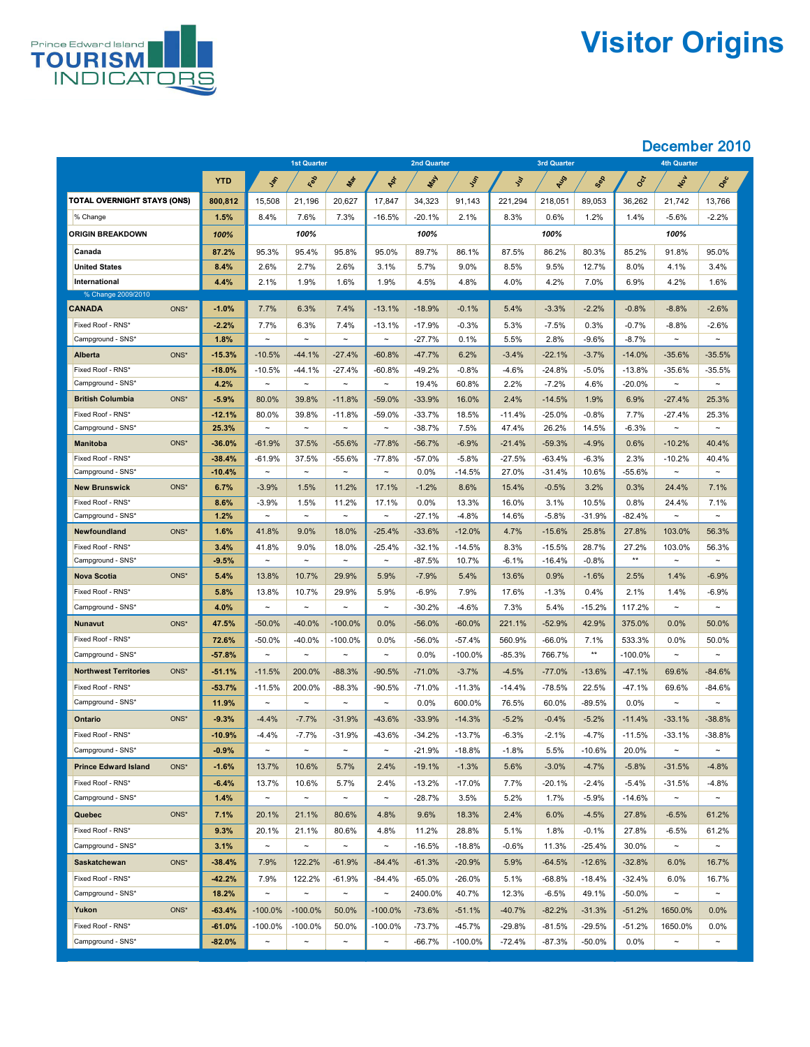Prince Edward Island TOURISM INDICATORS

# Visitor Origins

## December 2010

| | YTD | 1st Quarter Jan | Feb | Mar | 2nd Quarter Apr | May | Jun | 3rd Quarter Jul | Aug | Sep | 4th Quarter Oct | Nov | Dec |
|---|---|---|---|---|---|---|---|---|---|---|---|---|---|
| **TOTAL OVERNIGHT STAYS (ONS)** | **800,812** | 15,508 | 21,196 | 20,627 | 17,847 | 34,323 | 91,143 | 221,294 | 218,051 | 89,053 | 36,262 | 21,742 | 13,766 |
| % Change | **1.5%** | 8.4% | 7.6% | 7.3% | -16.5% | -20.1% | 2.1% | 8.3% | 0.6% | 1.2% | 1.4% | -5.6% | -2.2% |
| **ORIGIN BREAKDOWN** | *100%* | | *100%* | | | *100%* | | | *100%* | | | *100%* | |
| **Canada** | **87.2%** | 95.3% | 95.4% | 95.8% | 95.0% | 89.7% | 86.1% | 87.5% | 86.2% | 80.3% | 85.2% | 91.8% | 95.0% |
| **United States** | **8.4%** | 2.6% | 2.7% | 2.6% | 3.1% | 5.7% | 9.0% | 8.5% | 9.5% | 12.7% | 8.0% | 4.1% | 3.4% |
| **International** | **4.4%** | 2.1% | 1.9% | 1.6% | 1.9% | 4.5% | 4.8% | 4.0% | 4.2% | 7.0% | 6.9% | 4.2% | 1.6% |
| % Change 2009/2010 | | | | | | | | | | | | | |
| **CANADA** ONS* | **-1.0%** | 7.7% | 6.3% | 7.4% | -13.1% | -18.9% | -0.1% | 5.4% | -3.3% | -2.2% | -0.8% | -8.8% | -2.6% |
| Fixed Roof - RNS* | **-2.2%** | 7.7% | 6.3% | 7.4% | -13.1% | -17.9% | -0.3% | 5.3% | -7.5% | 0.3% | -0.7% | -8.8% | -2.6% |
| Campground - SNS* | **1.8%** | ~ | ~ | ~ | ~ | -27.7% | 0.1% | 5.5% | 2.8% | -9.6% | -8.7% | ~ | ~ |
| **Alberta** ONS* | **-15.3%** | -10.5% | -44.1% | -27.4% | -60.8% | -47.7% | 6.2% | -3.4% | -22.1% | -3.7% | -14.0% | -35.6% | -35.5% |
| Fixed Roof - RNS* | **-18.0%** | -10.5% | -44.1% | -27.4% | -60.8% | -49.2% | -0.8% | -4.6% | -24.8% | -5.0% | -13.8% | -35.6% | -35.5% |
| Campground - SNS* | **4.2%** | ~ | ~ | ~ | ~ | 19.4% | 60.8% | 2.2% | -7.2% | 4.6% | -20.0% | ~ | ~ |
| **British Columbia** ONS* | **-5.9%** | 80.0% | 39.8% | -11.8% | -59.0% | -33.9% | 16.0% | 2.4% | -14.5% | 1.9% | 6.9% | -27.4% | 25.3% |
| Fixed Roof - RNS* | **-12.1%** | 80.0% | 39.8% | -11.8% | -59.0% | -33.7% | 18.5% | -11.4% | -25.0% | -0.8% | 7.7% | -27.4% | 25.3% |
| Campground - SNS* | **25.3%** | ~ | ~ | ~ | ~ | -38.7% | 7.5% | 47.4% | 26.2% | 14.5% | -6.3% | ~ | ~ |
| **Manitoba** ONS* | **-36.0%** | -61.9% | 37.5% | -55.6% | -77.8% | -56.7% | -6.9% | -21.4% | -59.3% | -4.9% | 0.6% | -10.2% | 40.4% |
| Fixed Roof - RNS* | **-38.4%** | -61.9% | 37.5% | -55.6% | -77.8% | -57.0% | -5.8% | -27.5% | -63.4% | -6.3% | 2.3% | -10.2% | 40.4% |
| Campground - SNS* | **-10.4%** | ~ | ~ | ~ | ~ | 0.0% | -14.5% | 27.0% | -31.4% | 10.6% | -55.6% | ~ | ~ |
| **New Brunswick** ONS* | **6.7%** | -3.9% | 1.5% | 11.2% | 17.1% | -1.2% | 8.6% | 15.4% | -0.5% | 3.2% | 0.3% | 24.4% | 7.1% |
| Fixed Roof - RNS* | **8.6%** | -3.9% | 1.5% | 11.2% | 17.1% | 0.0% | 13.3% | 16.0% | 3.1% | 10.5% | 0.8% | 24.4% | 7.1% |
| Campground - SNS* | **1.2%** | ~ | ~ | ~ | ~ | -27.1% | -4.8% | 14.6% | -5.8% | -31.9% | -82.4% | ~ | ~ |
| **Newfoundland** ONS* | **1.6%** | 41.8% | 9.0% | 18.0% | -25.4% | -33.6% | -12.0% | 4.7% | -15.6% | 25.8% | 27.8% | 103.0% | 56.3% |
| Fixed Roof - RNS* | **3.4%** | 41.8% | 9.0% | 18.0% | -25.4% | -32.1% | -14.5% | 8.3% | -15.5% | 28.7% | 27.2% | 103.0% | 56.3% |
| Campground - SNS* | **-9.5%** | ~ | ~ | ~ | ~ | -87.5% | 10.7% | -6.1% | -16.4% | -0.8% | ** | ~ | ~ |
| **Nova Scotia** ONS* | **5.4%** | 13.8% | 10.7% | 29.9% | 5.9% | -7.9% | 5.4% | 13.6% | 0.9% | -1.6% | 2.5% | 1.4% | -6.9% |
| Fixed Roof - RNS* | **5.8%** | 13.8% | 10.7% | 29.9% | 5.9% | -6.9% | 7.9% | 17.6% | -1.3% | 0.4% | 2.1% | 1.4% | -6.9% |
| Campground - SNS* | **4.0%** | ~ | ~ | ~ | ~ | -30.2% | -4.6% | 7.3% | 5.4% | -15.2% | 117.2% | ~ | ~ |
| **Nunavut** ONS* | **47.5%** | -50.0% | -40.0% | -100.0% | 0.0% | -56.0% | -60.0% | 221.1% | -52.9% | 42.9% | 375.0% | 0.0% | 50.0% |
| Fixed Roof - RNS* | **72.6%** | -50.0% | -40.0% | -100.0% | 0.0% | -56.0% | -57.4% | 560.9% | -66.0% | 7.1% | 533.3% | 0.0% | 50.0% |
| Campground - SNS* | **-57.8%** | ~ | ~ | ~ | ~ | 0.0% | -100.0% | -85.3% | 766.7% | ** | -100.0% | ~ | ~ |
| **Northwest Territories** ONS* | **-51.1%** | -11.5% | 200.0% | -88.3% | -90.5% | -71.0% | -3.7% | -4.5% | -77.0% | -13.6% | -47.1% | 69.6% | -84.6% |
| Fixed Roof - RNS* | **-53.7%** | -11.5% | 200.0% | -88.3% | -90.5% | -71.0% | -11.3% | -14.4% | -78.5% | 22.5% | -47.1% | 69.6% | -84.6% |
| Campground - SNS* | **11.9%** | ~ | ~ | ~ | ~ | 0.0% | 600.0% | 76.5% | 60.0% | -89.5% | 0.0% | ~ | ~ |
| **Ontario** ONS* | **-9.3%** | -4.4% | -7.7% | -31.9% | -43.6% | -33.9% | -14.3% | -5.2% | -0.4% | -5.2% | -11.4% | -33.1% | -38.8% |
| Fixed Roof - RNS* | **-10.9%** | -4.4% | -7.7% | -31.9% | -43.6% | -34.2% | -13.7% | -6.3% | -2.1% | -4.7% | -11.5% | -33.1% | -38.8% |
| Campground - SNS* | **-0.9%** | ~ | ~ | ~ | ~ | -21.9% | -18.8% | -1.8% | 5.5% | -10.6% | 20.0% | ~ | ~ |
| **Prince Edward Island** ONS* | **-1.6%** | 13.7% | 10.6% | 5.7% | 2.4% | -19.1% | -1.3% | 5.6% | -3.0% | -4.7% | -5.8% | -31.5% | -4.8% |
| Fixed Roof - RNS* | **-6.4%** | 13.7% | 10.6% | 5.7% | 2.4% | -13.2% | -17.0% | 7.7% | -20.1% | -2.4% | -5.4% | -31.5% | -4.8% |
| Campground - SNS* | **1.4%** | ~ | ~ | ~ | ~ | -28.7% | 3.5% | 5.2% | 1.7% | -5.9% | -14.6% | ~ | ~ |
| **Quebec** ONS* | **7.1%** | 20.1% | 21.1% | 80.6% | 4.8% | 9.6% | 18.3% | 2.4% | 6.0% | -4.5% | 27.8% | -6.5% | 61.2% |
| Fixed Roof - RNS* | **9.3%** | 20.1% | 21.1% | 80.6% | 4.8% | 11.2% | 28.8% | 5.1% | 1.8% | -0.1% | 27.8% | -6.5% | 61.2% |
| Campground - SNS* | **3.1%** | ~ | ~ | ~ | ~ | -16.5% | -18.8% | -0.6% | 11.3% | -25.4% | 30.0% | ~ | ~ |
| **Saskatchewan** ONS* | **-38.4%** | 7.9% | 122.2% | -61.9% | -84.4% | -61.3% | -20.9% | 5.9% | -64.5% | -12.6% | -32.8% | 6.0% | 16.7% |
| Fixed Roof - RNS* | **-42.2%** | 7.9% | 122.2% | -61.9% | -84.4% | -65.0% | -26.0% | 5.1% | -68.8% | -18.4% | -32.4% | 6.0% | 16.7% |
| Campground - SNS* | **18.2%** | ~ | ~ | ~ | ~ | 2400.0% | 40.7% | 12.3% | -6.5% | 49.1% | -50.0% | ~ | ~ |
| **Yukon** ONS* | **-63.4%** | -100.0% | -100.0% | 50.0% | -100.0% | -73.6% | -51.1% | -40.7% | -82.2% | -31.3% | -51.2% | 1650.0% | 0.0% |
| Fixed Roof - RNS* | **-61.0%** | -100.0% | -100.0% | 50.0% | -100.0% | -73.7% | -45.7% | -29.8% | -81.5% | -29.5% | -51.2% | 1650.0% | 0.0% |
| Campground - SNS* | **-82.0%** | ~ | ~ | ~ | ~ | -66.7% | -100.0% | -72.4% | -87.3% | -50.0% | 0.0% | ~ | ~ |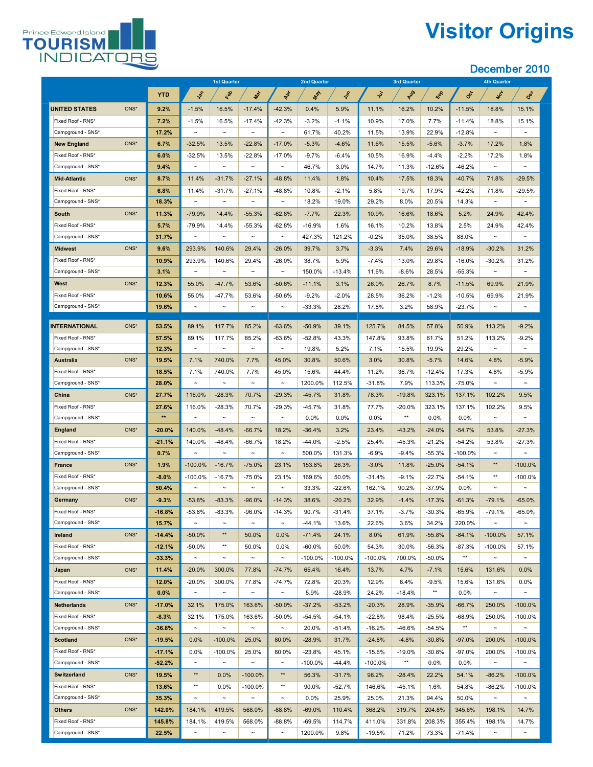Prince Edward Island TOURISM INDICATORS

# Visitor Origins

## December 2010

| | | YTD | Jan | Feb | Mar | Apr | May | Jun | Jul | Aug | Sep | Oct | Nov | Dec |
|---|---|---|---|---|---|---|---|---|---|---|---|---|---|---|
| | | | 1st Quarter | | | 2nd Quarter | | | 3rd Quarter | | | 4th Quarter | | |
| **UNITED STATES** | ONS* | **9.2%** | -1.5% | 16.5% | -17.4% | -42.3% | 0.4% | 5.9% | 11.1% | 16.2% | 10.2% | -11.5% | 18.8% | 15.1% |
| Fixed Roof - RNS* | | **7.2%** | -1.5% | 16.5% | -17.4% | -42.3% | -3.2% | -1.1% | 10.9% | 17.0% | 7.7% | -11.4% | 18.8% | 15.1% |
| Campground - SNS* | | **17.2%** | ~ | ~ | ~ | ~ | 61.7% | 40.2% | 11.5% | 13.9% | 22.9% | -12.8% | ~ | ~ |
| **New England** | ONS* | **6.7%** | -32.5% | 13.5% | -22.8% | -17.0% | -5.3% | -4.6% | 11.6% | 15.5% | -5.6% | -3.7% | 17.2% | 1.8% |
| Fixed Roof - RNS* | | **6.0%** | -32.5% | 13.5% | -22.8% | -17.0% | -9.7% | -6.4% | 10.5% | 16.9% | -4.4% | -2.2% | 17.2% | 1.8% |
| Campground - SNS* | | **9.4%** | ~ | ~ | ~ | ~ | 46.7% | 3.0% | 14.7% | 11.3% | -12.6% | -46.2% | ~ | ~ |
| **Mid-Atlantic** | ONS* | **8.7%** | 11.4% | -31.7% | -27.1% | -48.8% | 11.4% | 1.8% | 10.4% | 17.5% | 18.3% | -40.7% | 71.8% | -29.5% |
| Fixed Roof - RNS* | | **6.8%** | 11.4% | -31.7% | -27.1% | -48.8% | 10.8% | -2.1% | 5.8% | 19.7% | 17.9% | -42.2% | 71.8% | -29.5% |
| Campground - SNS* | | **18.3%** | ~ | ~ | ~ | ~ | 18.2% | 19.0% | 29.2% | 8.0% | 20.5% | 14.3% | ~ | ~ |
| **South** | ONS* | **11.3%** | -79.9% | 14.4% | -55.3% | -62.8% | -7.7% | 22.3% | 10.9% | 16.6% | 18.6% | 5.2% | 24.9% | 42.4% |
| Fixed Roof - RNS* | | **5.7%** | -79.9% | 14.4% | -55.3% | -62.8% | -16.9% | 1.6% | 16.1% | 10.2% | 13.8% | 2.5% | 24.9% | 42.4% |
| Campground - SNS* | | **31.7%** | ~ | ~ | ~ | ~ | 427.3% | 121.2% | -0.2% | 35.0% | 38.5% | 88.0% | ~ | ~ |
| **Midwest** | ONS* | **9.6%** | 293.9% | 140.6% | 29.4% | -26.0% | 39.7% | 3.7% | -3.3% | 7.4% | 29.6% | -18.9% | -30.2% | 31.2% |
| Fixed Roof - RNS* | | **10.9%** | 293.9% | 140.6% | 29.4% | -26.0% | 38.7% | 5.9% | -7.4% | 13.0% | 29.8% | -16.0% | -30.2% | 31.2% |
| Campground - SNS* | | **3.1%** | ~ | ~ | ~ | ~ | 150.0% | -13.4% | 11.6% | -8.6% | 28.5% | -55.3% | ~ | ~ |
| **West** | ONS* | **12.3%** | 55.0% | -47.7% | 53.6% | -50.6% | -11.1% | 3.1% | 26.0% | 26.7% | 8.7% | -11.5% | 69.9% | 21.9% |
| Fixed Roof - RNS* | | **10.6%** | 55.0% | -47.7% | 53.6% | -50.6% | -9.2% | -2.0% | 28.5% | 36.2% | -1.2% | -10.5% | 69.9% | 21.9% |
| Campground - SNS* | | **19.6%** | ~ | ~ | ~ | ~ | -33.3% | 28.2% | 17.8% | 3.2% | 58.9% | -23.7% | ~ | ~ |
| **INTERNATIONAL** | ONS* | **53.5%** | 89.1% | 117.7% | 85.2% | -63.6% | -50.9% | 39.1% | 125.7% | 84.5% | 57.8% | 50.9% | 113.2% | -9.2% |
| Fixed Roof - RNS* | | **57.5%** | 89.1% | 117.7% | 85.2% | -63.6% | -52.8% | 43.3% | 147.8% | 93.8% | 61.7% | 51.2% | 113.2% | -9.2% |
| Campground - SNS* | | **12.3%** | ~ | ~ | ~ | ~ | 19.8% | 5.2% | 7.1% | 15.5% | 19.9% | 29.2% | ~ | ~ |
| **Australia** | ONS* | **19.5%** | 7.1% | 740.0% | 7.7% | 45.0% | 30.8% | 50.6% | 3.0% | 30.8% | -5.7% | 14.6% | 4.8% | -5.9% |
| Fixed Roof - RNS* | | **18.5%** | 7.1% | 740.0% | 7.7% | 45.0% | 15.6% | 44.4% | 11.2% | 36.7% | -12.4% | 17.3% | 4.8% | -5.9% |
| Campground - SNS* | | **28.0%** | ~ | ~ | ~ | ~ | 1200.0% | 112.5% | -31.8% | 7.9% | 113.3% | -75.0% | ~ | ~ |
| **China** | ONS* | **27.7%** | 116.0% | -28.3% | 70.7% | -29.3% | -45.7% | 31.8% | 78.3% | -19.8% | 323.1% | 137.1% | 102.2% | 9.5% |
| Fixed Roof - RNS* | | **27.6%** | 116.0% | -28.3% | 70.7% | -29.3% | -45.7% | 31.8% | 77.7% | -20.0% | 323.1% | 137.1% | 102.2% | 9.5% |
| Campground - SNS* | | ** | ~ | ~ | ~ | ~ | 0.0% | 0.0% | 0.0% | ** | 0.0% | 0.0% | ~ | ~ |
| **England** | ONS* | **-20.0%** | 140.0% | -48.4% | -66.7% | 18.2% | -36.4% | 3.2% | 23.4% | -43.2% | -24.0% | -54.7% | 53.8% | -27.3% |
| Fixed Roof - RNS* | | **-21.1%** | 140.0% | -48.4% | -66.7% | 18.2% | -44.0% | -2.5% | 25.4% | -45.3% | -21.2% | -54.2% | 53.8% | -27.3% |
| Campground - SNS* | | **0.7%** | ~ | ~ | ~ | ~ | 500.0% | 131.3% | -6.9% | -9.4% | -55.3% | -100.0% | ~ | ~ |
| **France** | ONS* | **1.9%** | -100.0% | -16.7% | -75.0% | 23.1% | 153.8% | 26.3% | -3.0% | 11.8% | -25.0% | -54.1% | ** | -100.0% |
| Fixed Roof - RNS* | | **-8.0%** | -100.0% | -16.7% | -75.0% | 23.1% | 169.6% | 50.0% | -31.4% | -9.1% | -22.7% | -54.1% | ** | -100.0% |
| Campground - SNS* | | **50.4%** | ~ | ~ | ~ | ~ | 33.3% | -22.6% | 162.1% | 90.2% | -37.9% | 0.0% | ~ | ~ |
| **Germany** | ONS* | **-9.3%** | -53.8% | -83.3% | -96.0% | -14.3% | 38.6% | -20.2% | 32.9% | -1.4% | -17.3% | -61.3% | -79.1% | -65.0% |
| Fixed Roof - RNS* | | **-16.8%** | -53.8% | -83.3% | -96.0% | -14.3% | 90.7% | -31.4% | 37.1% | -3.7% | -30.3% | -65.9% | -79.1% | -65.0% |
| Campground - SNS* | | **15.7%** | ~ | ~ | ~ | ~ | -44.1% | 13.6% | 22.6% | 3.6% | 34.2% | 220.0% | ~ | ~ |
| **Ireland** | ONS* | **-14.4%** | -50.0% | ** | 50.0% | 0.0% | -71.4% | 24.1% | 8.0% | 61.9% | -55.8% | -84.1% | -100.0% | 57.1% |
| Fixed Roof - RNS* | | **-12.1%** | -50.0% | ** | 50.0% | 0.0% | -60.0% | 50.0% | 54.3% | 30.0% | -56.3% | -87.3% | -100.0% | 57.1% |
| Campground - SNS* | | **-33.3%** | ~ | ~ | ~ | ~ | -100.0% | -100.0% | -100.0% | 700.0% | -50.0% | ** | ~ | ~ |
| **Japan** | ONS* | **11.4%** | -20.0% | 300.0% | 77.8% | -74.7% | 65.4% | 16.4% | 13.7% | 4.7% | -7.1% | 15.6% | 131.6% | 0.0% |
| Fixed Roof - RNS* | | **12.0%** | -20.0% | 300.0% | 77.8% | -74.7% | 72.8% | 20.3% | 12.9% | 6.4% | -9.5% | 15.6% | 131.6% | 0.0% |
| Campground - SNS* | | **0.0%** | ~ | ~ | ~ | ~ | 5.9% | -28.9% | 24.2% | -18.4% | ** | 0.0% | ~ | ~ |
| **Netherlands** | ONS* | **-17.0%** | 32.1% | 175.0% | 163.6% | -50.0% | -37.2% | -53.2% | -20.3% | 28.9% | -35.9% | -66.7% | 250.0% | -100.0% |
| Fixed Roof - RNS* | | **-8.3%** | 32.1% | 175.0% | 163.6% | -50.0% | -54.5% | -54.1% | -22.8% | 98.4% | -25.5% | -68.9% | 250.0% | -100.0% |
| Campground - SNS* | | **-36.8%** | ~ | ~ | ~ | ~ | 20.0% | -51.4% | -16.2% | -46.6% | -54.5% | ** | ~ | ~ |
| **Scotland** | ONS* | **-19.5%** | 0.0% | -100.0% | 25.0% | 80.0% | -28.9% | 31.7% | -24.8% | -4.8% | -30.8% | -97.0% | 200.0% | -100.0% |
| Fixed Roof - RNS* | | **-17.1%** | 0.0% | -100.0% | 25.0% | 80.0% | -23.8% | 45.1% | -15.6% | -19.0% | -30.8% | -97.0% | 200.0% | -100.0% |
| Campground - SNS* | | **-52.2%** | ~ | ~ | ~ | ~ | -100.0% | -44.4% | -100.0% | ** | 0.0% | 0.0% | ~ | ~ |
| **Switzerland** | ONS* | **19.5%** | ** | 0.0% | -100.0% | ** | 56.3% | -31.7% | 98.2% | -28.4% | 22.2% | 54.1% | -86.2% | -100.0% |
| Fixed Roof - RNS* | | **13.6%** | ** | 0.0% | -100.0% | ** | 90.0% | -52.7% | 146.6% | -45.1% | 1.6% | 54.8% | -86.2% | -100.0% |
| Campground - SNS* | | **35.3%** | ~ | ~ | ~ | ~ | 0.0% | 25.9% | 25.0% | 21.3% | 94.4% | 50.0% | ~ | ~ |
| **Others** | ONS* | **142.0%** | 184.1% | 419.5% | 568.0% | -88.8% | -69.0% | 110.4% | 368.2% | 319.7% | 204.8% | 345.6% | 198.1% | 14.7% |
| Fixed Roof - RNS* | | **145.8%** | 184.1% | 419.5% | 568.0% | -88.8% | -69.5% | 114.7% | 411.0% | 331.8% | 208.3% | 355.4% | 198.1% | 14.7% |
| Campground - SNS* | | **22.5%** | ~ | ~ | ~ | ~ | 1200.0% | 9.8% | -19.5% | 71.2% | 73.3% | -71.4% | ~ | ~ |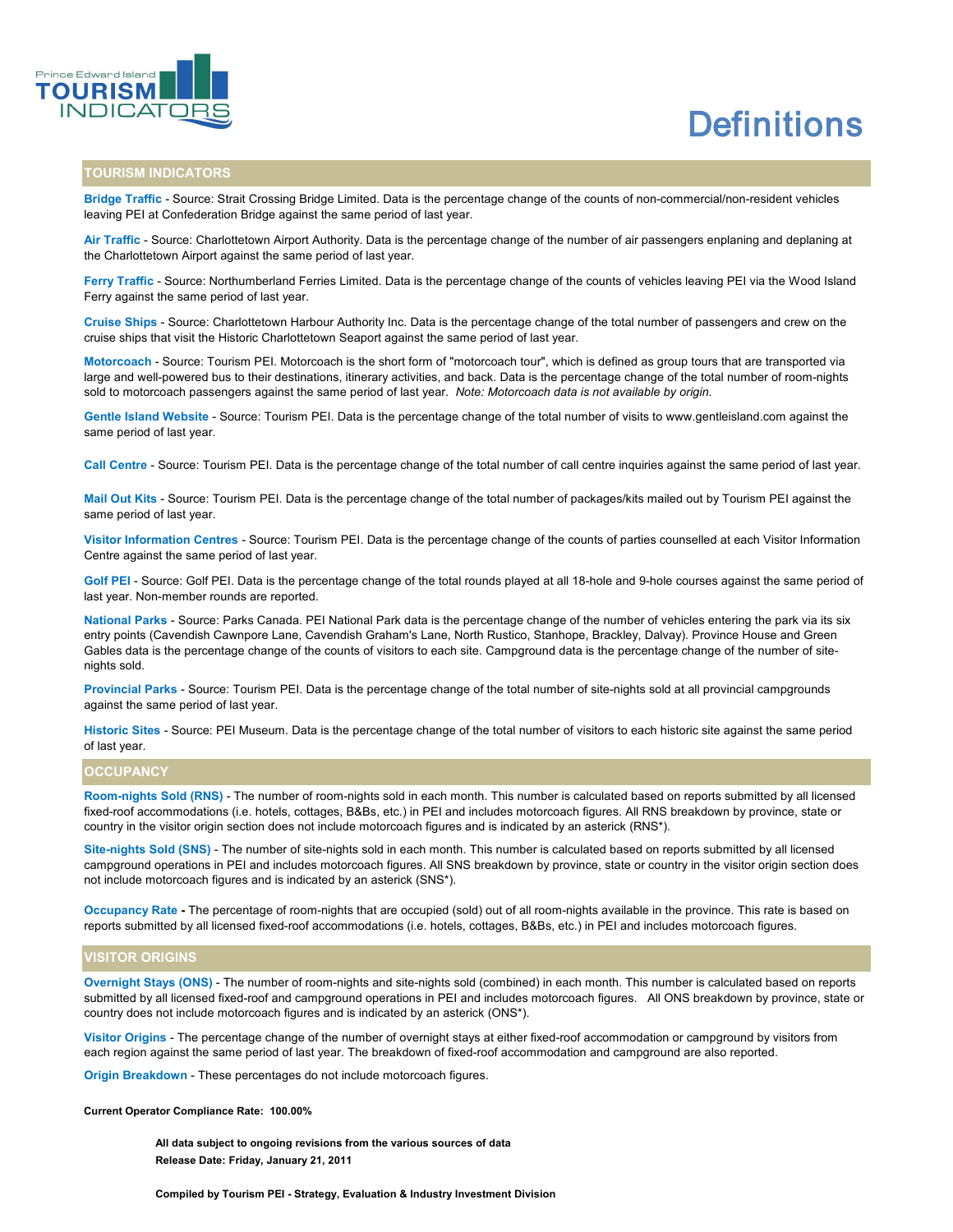Prince Edward Island TOURISM INDICATORS

# Definitions

## TOURISM INDICATORS

**Bridge Traffic** - Source: Strait Crossing Bridge Limited. Data is the percentage change of the counts of non-commercial/non-resident vehicles leaving PEI at Confederation Bridge against the same period of last year.

**Air Traffic** - Source: Charlottetown Airport Authority. Data is the percentage change of the number of air passengers enplaning and deplaning at the Charlottetown Airport against the same period of last year.

**Ferry Traffic** - Source: Northumberland Ferries Limited. Data is the percentage change of the counts of vehicles leaving PEI via the Wood Island Ferry against the same period of last year.

**Cruise Ships** - Source: Charlottetown Harbour Authority Inc. Data is the percentage change of the total number of passengers and crew on the cruise ships that visit the Historic Charlottetown Seaport against the same period of last year.

**Motorcoach** - Source: Tourism PEI. Motorcoach is the short form of "motorcoach tour", which is defined as group tours that are transported via large and well-powered bus to their destinations, itinerary activities, and back. Data is the percentage change of the total number of room-nights sold to motorcoach passengers against the same period of last year. *Note: Motorcoach data is not available by origin.*

**Gentle Island Website** - Source: Tourism PEI. Data is the percentage change of the total number of visits to www.gentleisland.com against the same period of last year.

**Call Centre** - Source: Tourism PEI. Data is the percentage change of the total number of call centre inquiries against the same period of last year.

**Mail Out Kits** - Source: Tourism PEI. Data is the percentage change of the total number of packages/kits mailed out by Tourism PEI against the same period of last year.

**Visitor Information Centres** - Source: Tourism PEI. Data is the percentage change of the counts of parties counselled at each Visitor Information Centre against the same period of last year.

**Golf PEI** - Source: Golf PEI. Data is the percentage change of the total rounds played at all 18-hole and 9-hole courses against the same period of last year. Non-member rounds are reported.

**National Parks** - Source: Parks Canada. PEI National Park data is the percentage change of the number of vehicles entering the park via its six entry points (Cavendish Cawnpore Lane, Cavendish Graham's Lane, North Rustico, Stanhope, Brackley, Dalvay). Province House and Green Gables data is the percentage change of the counts of visitors to each site. Campground data is the percentage change of the number of site-nights sold.

**Provincial Parks** - Source: Tourism PEI. Data is the percentage change of the total number of site-nights sold at all provincial campgrounds against the same period of last year.

**Historic Sites** - Source: PEI Museum. Data is the percentage change of the total number of visitors to each historic site against the same period of last year.

## OCCUPANCY

**Room-nights Sold (RNS)** - The number of room-nights sold in each month. This number is calculated based on reports submitted by all licensed fixed-roof accommodations (i.e. hotels, cottages, B&Bs, etc.) in PEI and includes motorcoach figures. All RNS breakdown by province, state or country in the visitor origin section does not include motorcoach figures and is indicated by an asterick (RNS*).

**Site-nights Sold (SNS)** - The number of site-nights sold in each month. This number is calculated based on reports submitted by all licensed campground operations in PEI and includes motorcoach figures. All SNS breakdown by province, state or country in the visitor origin section does not include motorcoach figures and is indicated by an asterick (SNS*).

**Occupancy Rate -** The percentage of room-nights that are occupied (sold) out of all room-nights available in the province. This rate is based on reports submitted by all licensed fixed-roof accommodations (i.e. hotels, cottages, B&Bs, etc.) in PEI and includes motorcoach figures.

## VISITOR ORIGINS

**Overnight Stays (ONS)** - The number of room-nights and site-nights sold (combined) in each month. This number is calculated based on reports submitted by all licensed fixed-roof and campground operations in PEI and includes motorcoach figures. All ONS breakdown by province, state or country does not include motorcoach figures and is indicated by an asterick (ONS*).

**Visitor Origins** - The percentage change of the number of overnight stays at either fixed-roof accommodation or campground by visitors from each region against the same period of last year. The breakdown of fixed-roof accommodation and campground are also reported.

**Origin Breakdown** - These percentages do not include motorcoach figures.

**Current Operator Compliance Rate: 100.00%**

**All data subject to ongoing revisions from the various sources of data**
**Release Date: Friday, January 21, 2011**

**Compiled by Tourism PEI - Strategy, Evaluation & Industry Investment Division**